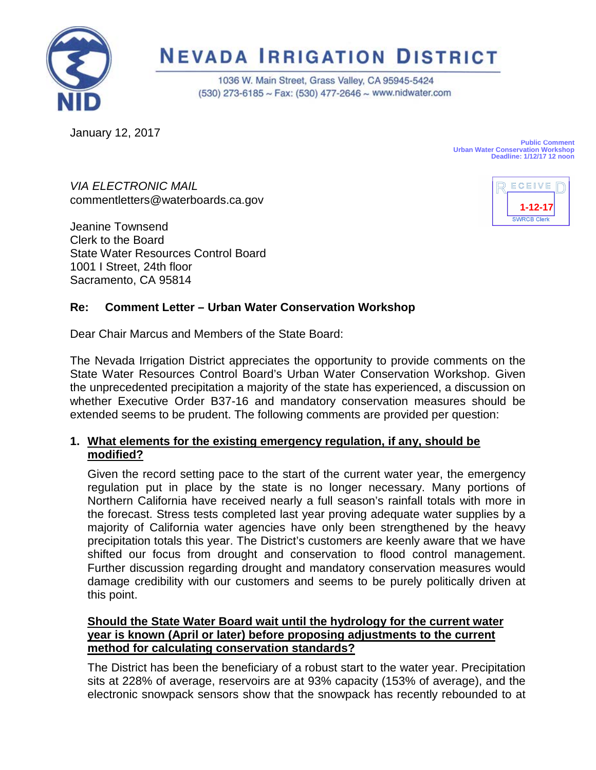# NEVADA IRRIGATION DISTRICT

1036 W. Main Street, Grass Valley, CA 95945-5424
(530) 273-6185 ~ Fax: (530) 477-2646 ~ www.nidwater.com

January 12, 2017

**Public Comment**
**Urban Water Conservation Workshop**
**Deadline: 1/12/17 12 noon**

RECEIVED
1-12-17
SWRCB Clerk

*VIA ELECTRONIC MAIL*
commentletters@waterboards.ca.gov

Jeanine Townsend
Clerk to the Board
State Water Resources Control Board
1001 I Street, 24th floor
Sacramento, CA 95814

**Re: Comment Letter – Urban Water Conservation Workshop**

Dear Chair Marcus and Members of the State Board:

The Nevada Irrigation District appreciates the opportunity to provide comments on the State Water Resources Control Board's Urban Water Conservation Workshop. Given the unprecedented precipitation a majority of the state has experienced, a discussion on whether Executive Order B37-16 and mandatory conservation measures should be extended seems to be prudent. The following comments are provided per question:

1. **<u>What elements for the existing emergency regulation, if any, should be modified?</u>**

   Given the record setting pace to the start of the current water year, the emergency regulation put in place by the state is no longer necessary. Many portions of Northern California have received nearly a full season's rainfall totals with more in the forecast. Stress tests completed last year proving adequate water supplies by a majority of California water agencies have only been strengthened by the heavy precipitation totals this year. The District's customers are keenly aware that we have shifted our focus from drought and conservation to flood control management. Further discussion regarding drought and mandatory conservation measures would damage credibility with our customers and seems to be purely politically driven at this point.

   **<u>Should the State Water Board wait until the hydrology for the current water year is known (April or later) before proposing adjustments to the current method for calculating conservation standards?</u>**

   The District has been the beneficiary of a robust start to the water year. Precipitation sits at 228% of average, reservoirs are at 93% capacity (153% of average), and the electronic snowpack sensors show that the snowpack has recently rebounded to at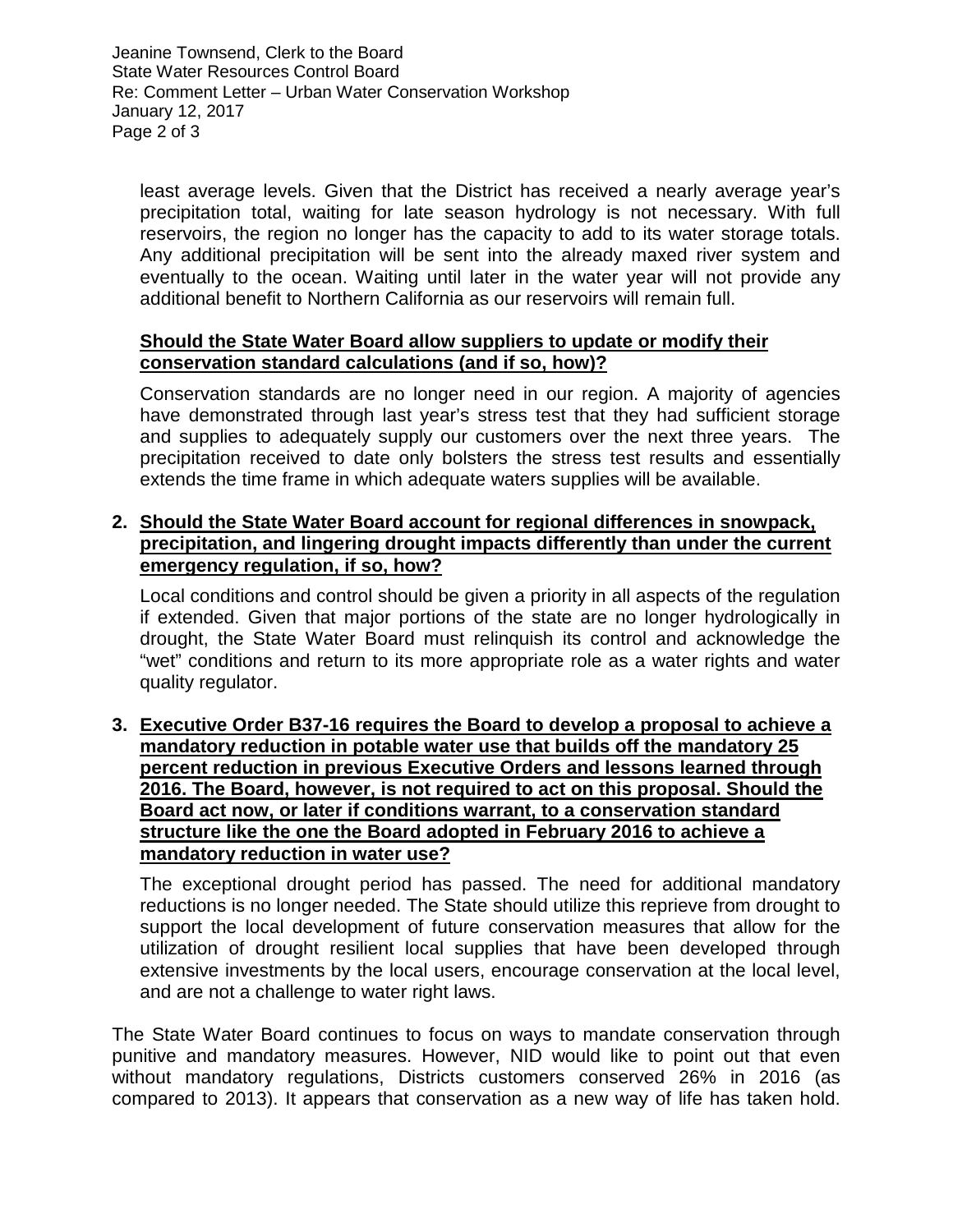least average levels. Given that the District has received a nearly average year's precipitation total, waiting for late season hydrology is not necessary. With full reservoirs, the region no longer has the capacity to add to its water storage totals. Any additional precipitation will be sent into the already maxed river system and eventually to the ocean. Waiting until later in the water year will not provide any additional benefit to Northern California as our reservoirs will remain full.

**Should the State Water Board allow suppliers to update or modify their conservation standard calculations (and if so, how)?**

Conservation standards are no longer need in our region. A majority of agencies have demonstrated through last year's stress test that they had sufficient storage and supplies to adequately supply our customers over the next three years. The precipitation received to date only bolsters the stress test results and essentially extends the time frame in which adequate waters supplies will be available.

2. **Should the State Water Board account for regional differences in snowpack, precipitation, and lingering drought impacts differently than under the current emergency regulation, if so, how?**

   Local conditions and control should be given a priority in all aspects of the regulation if extended. Given that major portions of the state are no longer hydrologically in drought, the State Water Board must relinquish its control and acknowledge the "wet" conditions and return to its more appropriate role as a water rights and water quality regulator.

3. **Executive Order B37-16 requires the Board to develop a proposal to achieve a mandatory reduction in potable water use that builds off the mandatory 25 percent reduction in previous Executive Orders and lessons learned through 2016. The Board, however, is not required to act on this proposal. Should the Board act now, or later if conditions warrant, to a conservation standard structure like the one the Board adopted in February 2016 to achieve a mandatory reduction in water use?**

   The exceptional drought period has passed. The need for additional mandatory reductions is no longer needed. The State should utilize this reprieve from drought to support the local development of future conservation measures that allow for the utilization of drought resilient local supplies that have been developed through extensive investments by the local users, encourage conservation at the local level, and are not a challenge to water right laws.

The State Water Board continues to focus on ways to mandate conservation through punitive and mandatory measures. However, NID would like to point out that even without mandatory regulations, Districts customers conserved 26% in 2016 (as compared to 2013). It appears that conservation as a new way of life has taken hold.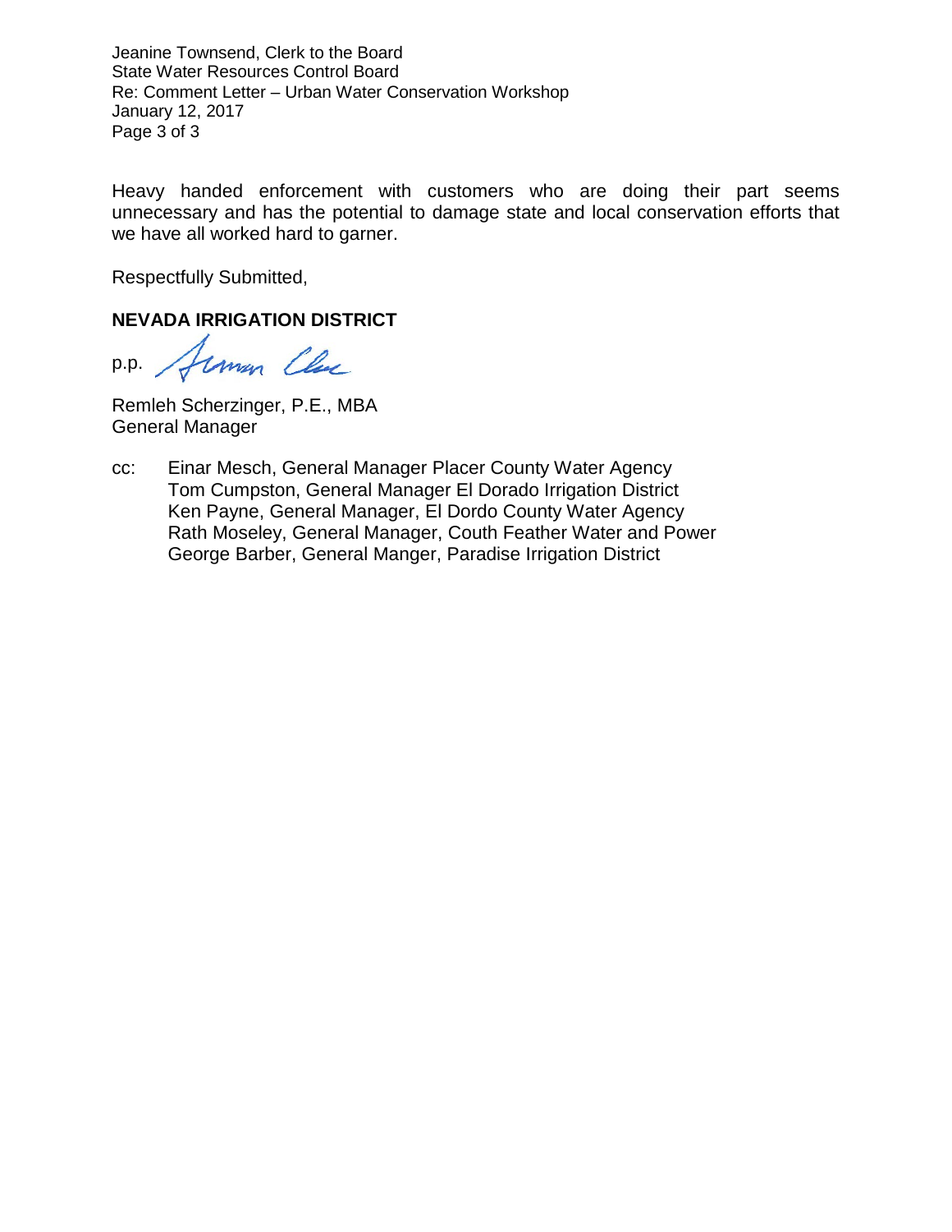Heavy handed enforcement with customers who are doing their part seems unnecessary and has the potential to damage state and local conservation efforts that we have all worked hard to garner.

Respectfully Submitted,

**NEVADA IRRIGATION DISTRICT**

p.p.

Remleh Scherzinger, P.E., MBA
General Manager

cc: Einar Mesch, General Manager Placer County Water Agency
Tom Cumpston, General Manager El Dorado Irrigation District
Ken Payne, General Manager, El Dordo County Water Agency
Rath Moseley, General Manager, Couth Feather Water and Power
George Barber, General Manger, Paradise Irrigation District